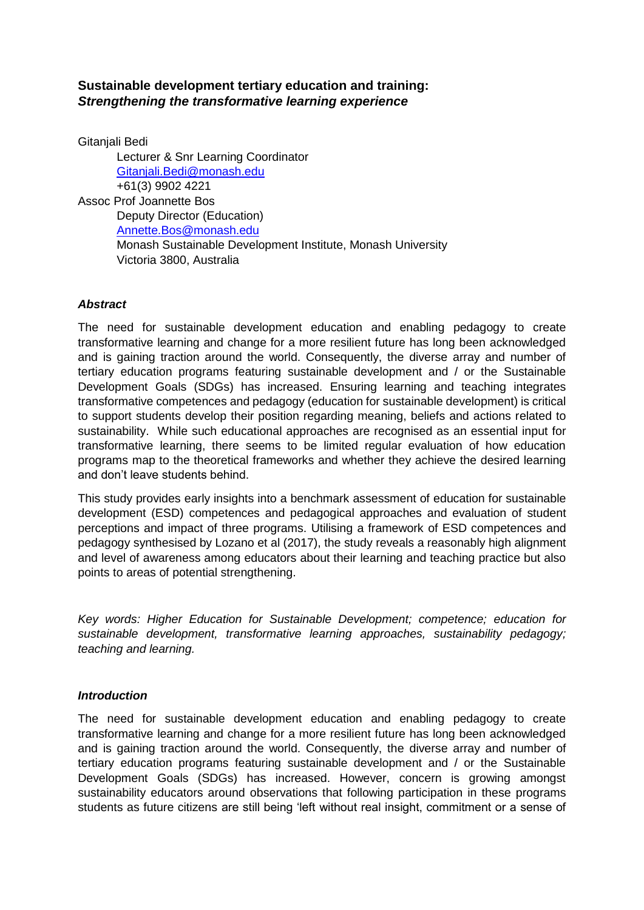# Sustainable development tertiary education and training:
## *Strengthening the transformative learning experience*

Gitanjali Bedi
Lecturer & Snr Learning Coordinator
Gitanjali.Bedi@monash.edu
+61(3) 9902 4221

Assoc Prof Joannette Bos
Deputy Director (Education)
Annette.Bos@monash.edu
Monash Sustainable Development Institute, Monash University
Victoria 3800, Australia

### *Abstract*

The need for sustainable development education and enabling pedagogy to create transformative learning and change for a more resilient future has long been acknowledged and is gaining traction around the world. Consequently, the diverse array and number of tertiary education programs featuring sustainable development and / or the Sustainable Development Goals (SDGs) has increased. Ensuring learning and teaching integrates transformative competences and pedagogy (education for sustainable development) is critical to support students develop their position regarding meaning, beliefs and actions related to sustainability. While such educational approaches are recognised as an essential input for transformative learning, there seems to be limited regular evaluation of how education programs map to the theoretical frameworks and whether they achieve the desired learning and don't leave students behind.

This study provides early insights into a benchmark assessment of education for sustainable development (ESD) competences and pedagogical approaches and evaluation of student perceptions and impact of three programs. Utilising a framework of ESD competences and pedagogy synthesised by Lozano et al (2017), the study reveals a reasonably high alignment and level of awareness among educators about their learning and teaching practice but also points to areas of potential strengthening.

*Key words: Higher Education for Sustainable Development; competence; education for sustainable development, transformative learning approaches, sustainability pedagogy; teaching and learning.*

### *Introduction*

The need for sustainable development education and enabling pedagogy to create transformative learning and change for a more resilient future has long been acknowledged and is gaining traction around the world. Consequently, the diverse array and number of tertiary education programs featuring sustainable development and / or the Sustainable Development Goals (SDGs) has increased. However, concern is growing amongst sustainability educators around observations that following participation in these programs students as future citizens are still being 'left without real insight, commitment or a sense of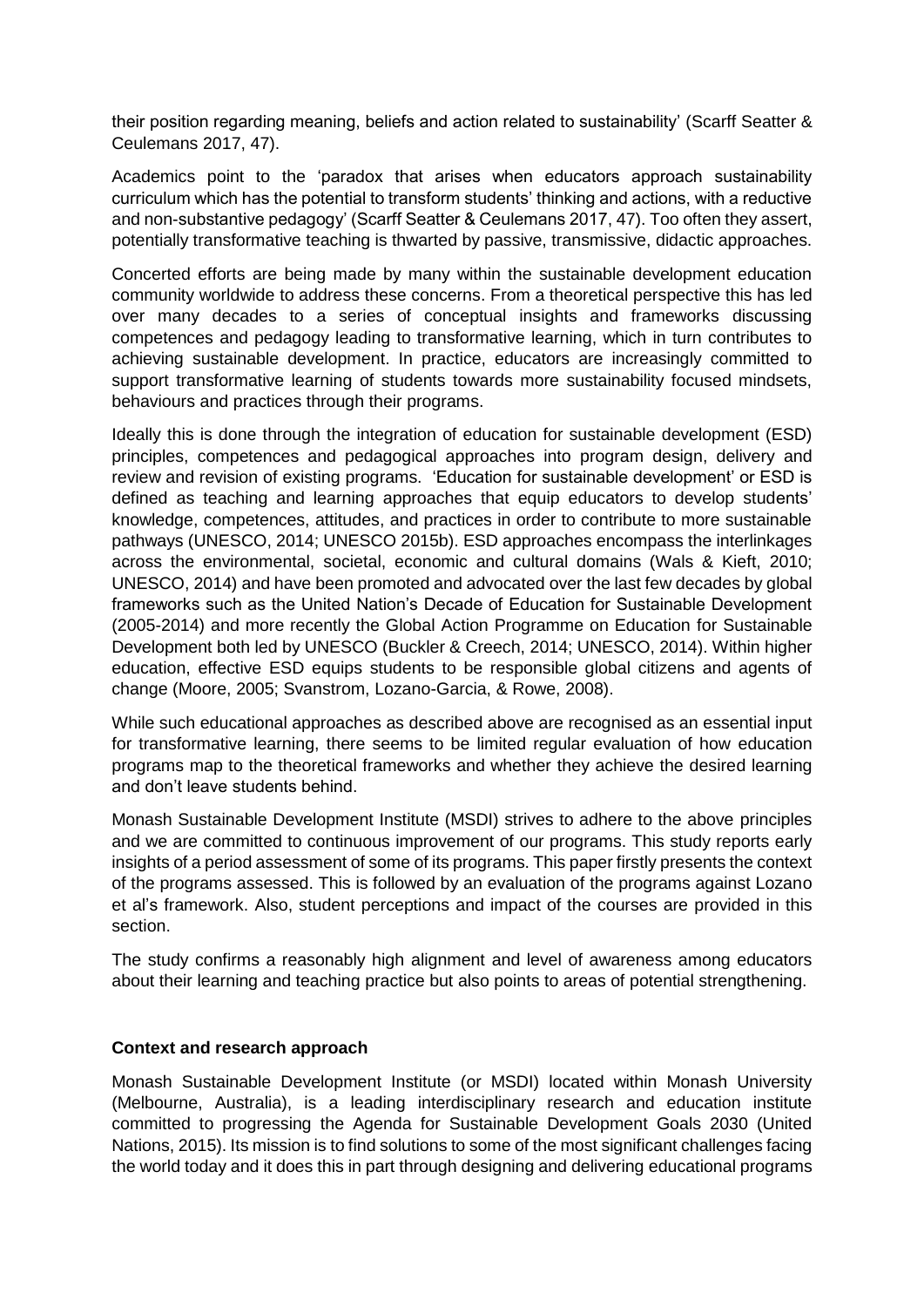their position regarding meaning, beliefs and action related to sustainability' (Scarff Seatter & Ceulemans 2017, 47).

Academics point to the 'paradox that arises when educators approach sustainability curriculum which has the potential to transform students' thinking and actions, with a reductive and non-substantive pedagogy' (Scarff Seatter & Ceulemans 2017, 47). Too often they assert, potentially transformative teaching is thwarted by passive, transmissive, didactic approaches.

Concerted efforts are being made by many within the sustainable development education community worldwide to address these concerns. From a theoretical perspective this has led over many decades to a series of conceptual insights and frameworks discussing competences and pedagogy leading to transformative learning, which in turn contributes to achieving sustainable development. In practice, educators are increasingly committed to support transformative learning of students towards more sustainability focused mindsets, behaviours and practices through their programs.

Ideally this is done through the integration of education for sustainable development (ESD) principles, competences and pedagogical approaches into program design, delivery and review and revision of existing programs. 'Education for sustainable development' or ESD is defined as teaching and learning approaches that equip educators to develop students' knowledge, competences, attitudes, and practices in order to contribute to more sustainable pathways (UNESCO, 2014; UNESCO 2015b). ESD approaches encompass the interlinkages across the environmental, societal, economic and cultural domains (Wals & Kieft, 2010; UNESCO, 2014) and have been promoted and advocated over the last few decades by global frameworks such as the United Nation's Decade of Education for Sustainable Development (2005-2014) and more recently the Global Action Programme on Education for Sustainable Development both led by UNESCO (Buckler & Creech, 2014; UNESCO, 2014). Within higher education, effective ESD equips students to be responsible global citizens and agents of change (Moore, 2005; Svanstrom, Lozano-Garcia, & Rowe, 2008).

While such educational approaches as described above are recognised as an essential input for transformative learning, there seems to be limited regular evaluation of how education programs map to the theoretical frameworks and whether they achieve the desired learning and don't leave students behind.

Monash Sustainable Development Institute (MSDI) strives to adhere to the above principles and we are committed to continuous improvement of our programs. This study reports early insights of a period assessment of some of its programs. This paper firstly presents the context of the programs assessed. This is followed by an evaluation of the programs against Lozano et al's framework. Also, student perceptions and impact of the courses are provided in this section.

The study confirms a reasonably high alignment and level of awareness among educators about their learning and teaching practice but also points to areas of potential strengthening.

## Context and research approach

Monash Sustainable Development Institute (or MSDI) located within Monash University (Melbourne, Australia), is a leading interdisciplinary research and education institute committed to progressing the Agenda for Sustainable Development Goals 2030 (United Nations, 2015). Its mission is to find solutions to some of the most significant challenges facing the world today and it does this in part through designing and delivering educational programs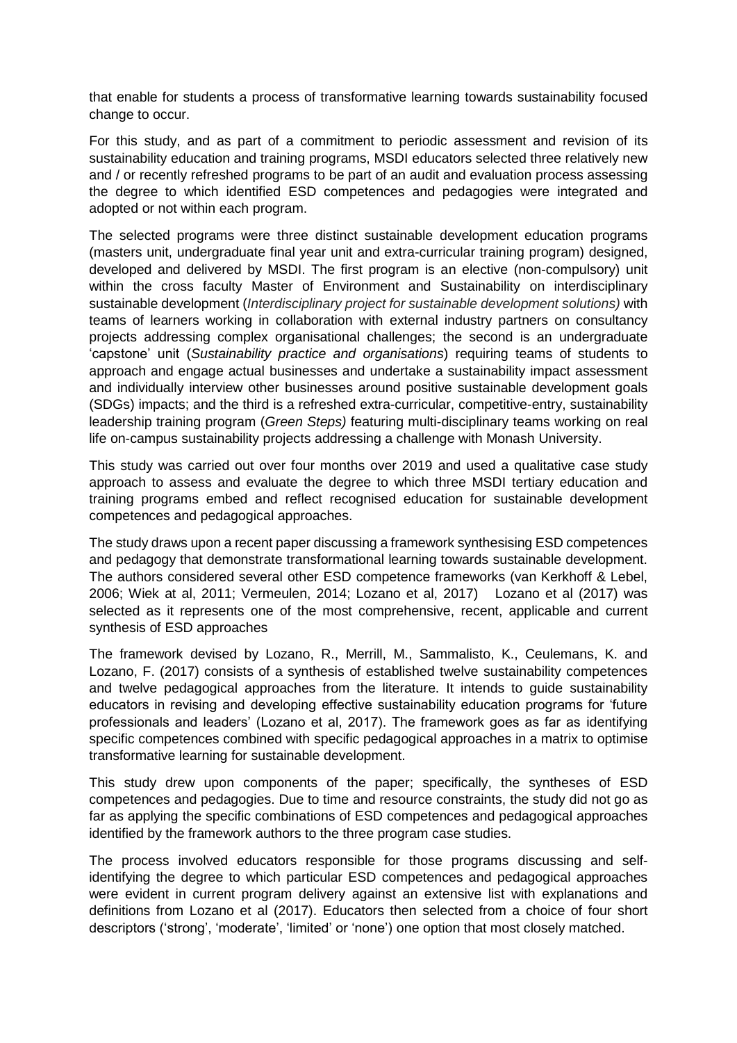that enable for students a process of transformative learning towards sustainability focused change to occur.

For this study, and as part of a commitment to periodic assessment and revision of its sustainability education and training programs, MSDI educators selected three relatively new and / or recently refreshed programs to be part of an audit and evaluation process assessing the degree to which identified ESD competences and pedagogies were integrated and adopted or not within each program.

The selected programs were three distinct sustainable development education programs (masters unit, undergraduate final year unit and extra-curricular training program) designed, developed and delivered by MSDI. The first program is an elective (non-compulsory) unit within the cross faculty Master of Environment and Sustainability on interdisciplinary sustainable development (*Interdisciplinary project for sustainable development solutions)* with teams of learners working in collaboration with external industry partners on consultancy projects addressing complex organisational challenges; the second is an undergraduate 'capstone' unit (*Sustainability practice and organisations*) requiring teams of students to approach and engage actual businesses and undertake a sustainability impact assessment and individually interview other businesses around positive sustainable development goals (SDGs) impacts; and the third is a refreshed extra-curricular, competitive-entry, sustainability leadership training program (*Green Steps)* featuring multi-disciplinary teams working on real life on-campus sustainability projects addressing a challenge with Monash University.

This study was carried out over four months over 2019 and used a qualitative case study approach to assess and evaluate the degree to which three MSDI tertiary education and training programs embed and reflect recognised education for sustainable development competences and pedagogical approaches.

The study draws upon a recent paper discussing a framework synthesising ESD competences and pedagogy that demonstrate transformational learning towards sustainable development. The authors considered several other ESD competence frameworks (van Kerkhoff & Lebel, 2006; Wiek at al, 2011; Vermeulen, 2014; Lozano et al, 2017) Lozano et al (2017) was selected as it represents one of the most comprehensive, recent, applicable and current synthesis of ESD approaches

The framework devised by Lozano, R., Merrill, M., Sammalisto, K., Ceulemans, K. and Lozano, F. (2017) consists of a synthesis of established twelve sustainability competences and twelve pedagogical approaches from the literature. It intends to guide sustainability educators in revising and developing effective sustainability education programs for 'future professionals and leaders' (Lozano et al, 2017). The framework goes as far as identifying specific competences combined with specific pedagogical approaches in a matrix to optimise transformative learning for sustainable development.

This study drew upon components of the paper; specifically, the syntheses of ESD competences and pedagogies. Due to time and resource constraints, the study did not go as far as applying the specific combinations of ESD competences and pedagogical approaches identified by the framework authors to the three program case studies.

The process involved educators responsible for those programs discussing and self-identifying the degree to which particular ESD competences and pedagogical approaches were evident in current program delivery against an extensive list with explanations and definitions from Lozano et al (2017). Educators then selected from a choice of four short descriptors ('strong', 'moderate', 'limited' or 'none') one option that most closely matched.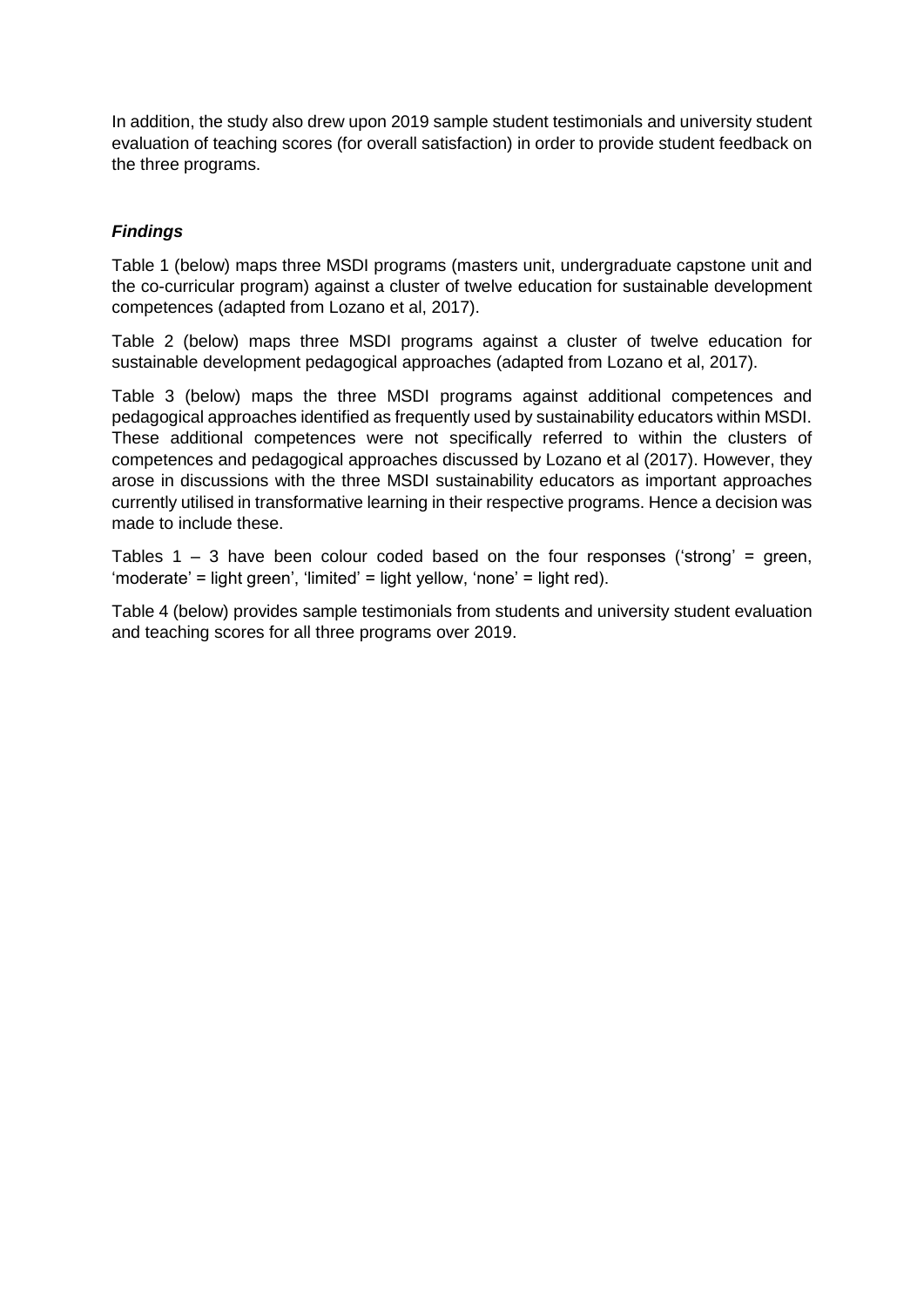In addition, the study also drew upon 2019 sample student testimonials and university student evaluation of teaching scores (for overall satisfaction) in order to provide student feedback on the three programs.

### ***Findings***

Table 1 (below) maps three MSDI programs (masters unit, undergraduate capstone unit and the co-curricular program) against a cluster of twelve education for sustainable development competences (adapted from Lozano et al, 2017).

Table 2 (below) maps three MSDI programs against a cluster of twelve education for sustainable development pedagogical approaches (adapted from Lozano et al, 2017).

Table 3 (below) maps the three MSDI programs against additional competences and pedagogical approaches identified as frequently used by sustainability educators within MSDI. These additional competences were not specifically referred to within the clusters of competences and pedagogical approaches discussed by Lozano et al (2017). However, they arose in discussions with the three MSDI sustainability educators as important approaches currently utilised in transformative learning in their respective programs. Hence a decision was made to include these.

Tables 1 – 3 have been colour coded based on the four responses ('strong' = green, 'moderate' = light green', 'limited' = light yellow, 'none' = light red).

Table 4 (below) provides sample testimonials from students and university student evaluation and teaching scores for all three programs over 2019.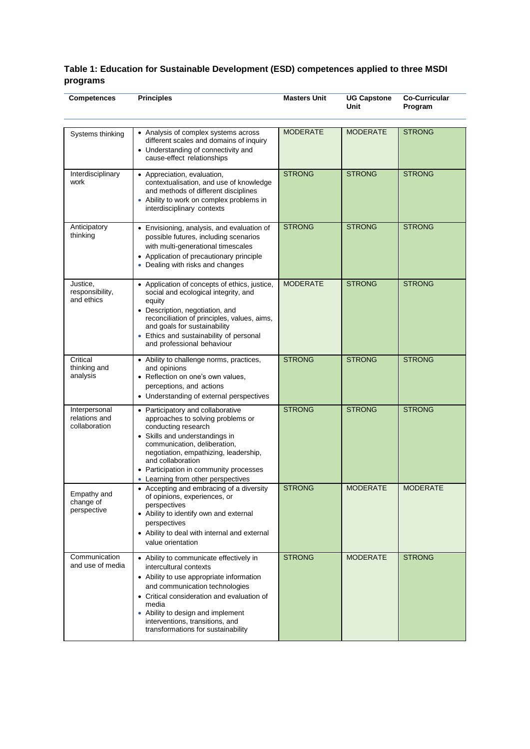**Table 1: Education for Sustainable Development (ESD) competences applied to three MSDI programs**

| Competences | Principles | Masters Unit | UG Capstone Unit | Co-Curricular Program |
|---|---|---|---|---|
| Systems thinking | • Analysis of complex systems across different scales and domains of inquiry<br>• Understanding of connectivity and cause-effect relationships | MODERATE | MODERATE | STRONG |
| Interdisciplinary work | • Appreciation, evaluation, contextualisation, and use of knowledge and methods of different disciplines<br>• Ability to work on complex problems in interdisciplinary contexts | STRONG | STRONG | STRONG |
| Anticipatory thinking | • Envisioning, analysis, and evaluation of possible futures, including scenarios with multi-generational timescales<br>• Application of precautionary principle<br>• Dealing with risks and changes | STRONG | STRONG | STRONG |
| Justice, responsibility, and ethics | • Application of concepts of ethics, justice, social and ecological integrity, and equity<br>• Description, negotiation, and reconciliation of principles, values, aims, and goals for sustainability<br>• Ethics and sustainability of personal and professional behaviour | MODERATE | STRONG | STRONG |
| Critical thinking and analysis | • Ability to challenge norms, practices, and opinions<br>• Reflection on one's own values, perceptions, and actions<br>• Understanding of external perspectives | STRONG | STRONG | STRONG |
| Interpersonal relations and collaboration | • Participatory and collaborative approaches to solving problems or conducting research<br>• Skills and understandings in communication, deliberation, negotiation, empathizing, leadership, and collaboration<br>• Participation in community processes<br>• Learning from other perspectives | STRONG | STRONG | STRONG |
| Empathy and change of perspective | • Accepting and embracing of a diversity of opinions, experiences, or perspectives<br>• Ability to identify own and external perspectives<br>• Ability to deal with internal and external value orientation | STRONG | MODERATE | MODERATE |
| Communication and use of media | • Ability to communicate effectively in intercultural contexts<br>• Ability to use appropriate information and communication technologies<br>• Critical consideration and evaluation of media<br>• Ability to design and implement interventions, transitions, and transformations for sustainability | STRONG | MODERATE | STRONG |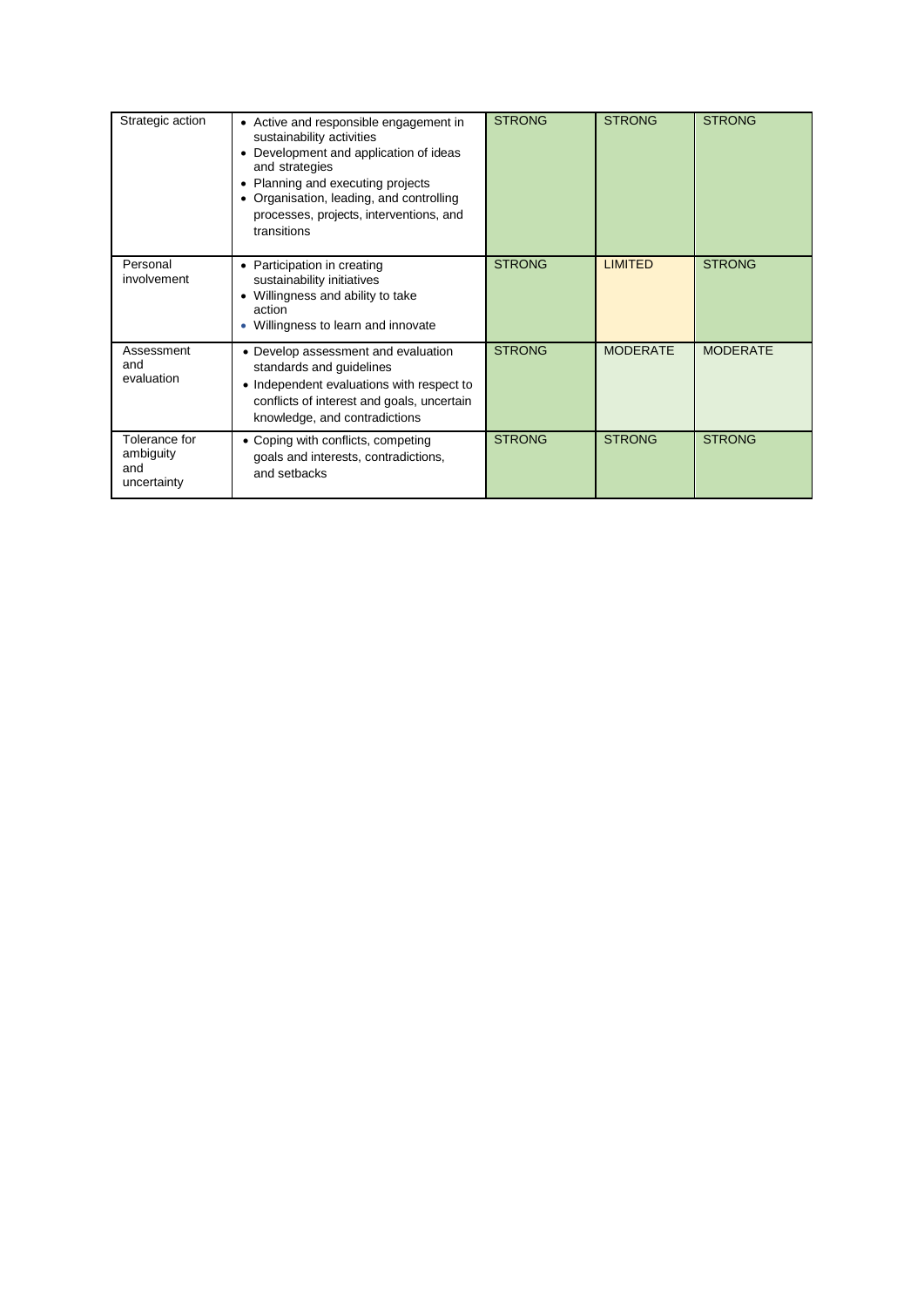| Strategic action | • Active and responsible engagement in sustainability activities<br>• Development and application of ideas and strategies<br>• Planning and executing projects<br>• Organisation, leading, and controlling processes, projects, interventions, and transitions | STRONG | STRONG | STRONG |
|---|---|---|---|---|
| Personal involvement | • Participation in creating sustainability initiatives<br>• Willingness and ability to take action<br>• Willingness to learn and innovate | STRONG | LIMITED | STRONG |
| Assessment and evaluation | • Develop assessment and evaluation standards and guidelines<br>• Independent evaluations with respect to conflicts of interest and goals, uncertain knowledge, and contradictions | STRONG | MODERATE | MODERATE |
| Tolerance for ambiguity and uncertainty | • Coping with conflicts, competing goals and interests, contradictions, and setbacks | STRONG | STRONG | STRONG |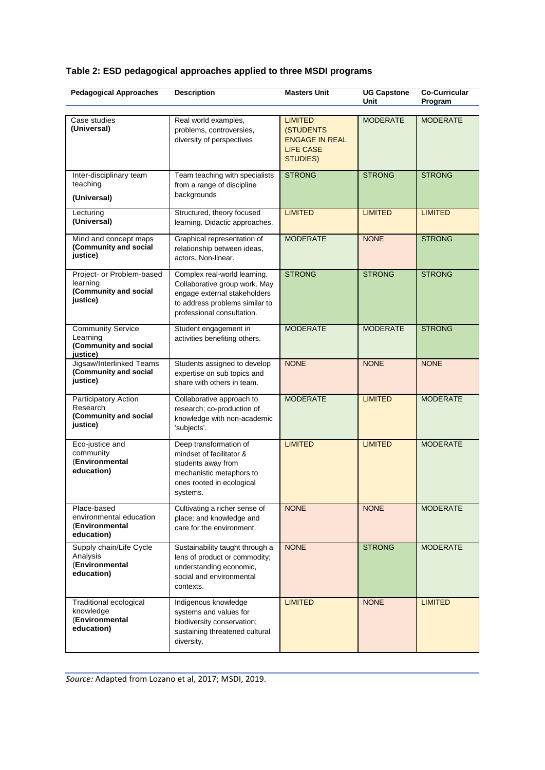**Table 2: ESD pedagogical approaches applied to three MSDI programs**

| Pedagogical Approaches | Description | Masters Unit | UG Capstone Unit | Co-Curricular Program |
|---|---|---|---|---|
| Case studies **(Universal)** | Real world examples, problems, controversies, diversity of perspectives | LIMITED (STUDENTS ENGAGE IN REAL LIFE CASE STUDIES) | MODERATE | MODERATE |
| Inter-disciplinary team teaching **(Universal)** | Team teaching with specialists from a range of discipline backgrounds | STRONG | STRONG | STRONG |
| Lecturing **(Universal)** | Structured, theory focused learning. Didactic approaches. | LIMITED | LIMITED | LIMITED |
| Mind and concept maps **(Community and social justice)** | Graphical representation of ideas, relationship between ideas, actors. Non-linear. | MODERATE | NONE | STRONG |
| Project- or Problem-based learning **(Community and social justice)** | Complex real-world learning. Collaborative group work. May engage external stakeholders to address problems similar to professional consultation. | STRONG | STRONG | STRONG |
| Community Service Learning **(Community and social justice)** | Student engagement in activities benefiting others. | MODERATE | MODERATE | STRONG |
| Jigsaw/Interlinked Teams **(Community and social justice)** | Students assigned to develop expertise on sub topics and share with others in team. | NONE | NONE | NONE |
| Participatory Action Research **(Community and social justice)** | Collaborative approach to research; co-production of knowledge with non-academic 'subjects'. | MODERATE | LIMITED | MODERATE |
| Eco-justice and community **(Environmental education)** | Deep transformation of mindset of facilitator & students away from mechanistic metaphors to ones rooted in ecological systems. | LIMITED | LIMITED | MODERATE |
| Place-based environmental education **(Environmental education)** | Cultivating a richer sense of place; and knowledge and care for the environment. | NONE | NONE | MODERATE |
| Supply chain/Life Cycle Analysis **(Environmental education)** | Sustainability taught through a lens of product or commodity; understanding economic, social and environmental contexts. | NONE | STRONG | MODERATE |
| Traditional ecological knowledge **(Environmental education)** | Indigenous knowledge systems and values for biodiversity conservation; sustaining threatened cultural diversity. | LIMITED | NONE | LIMITED |

*Source:* Adapted from Lozano et al, 2017; MSDI, 2019.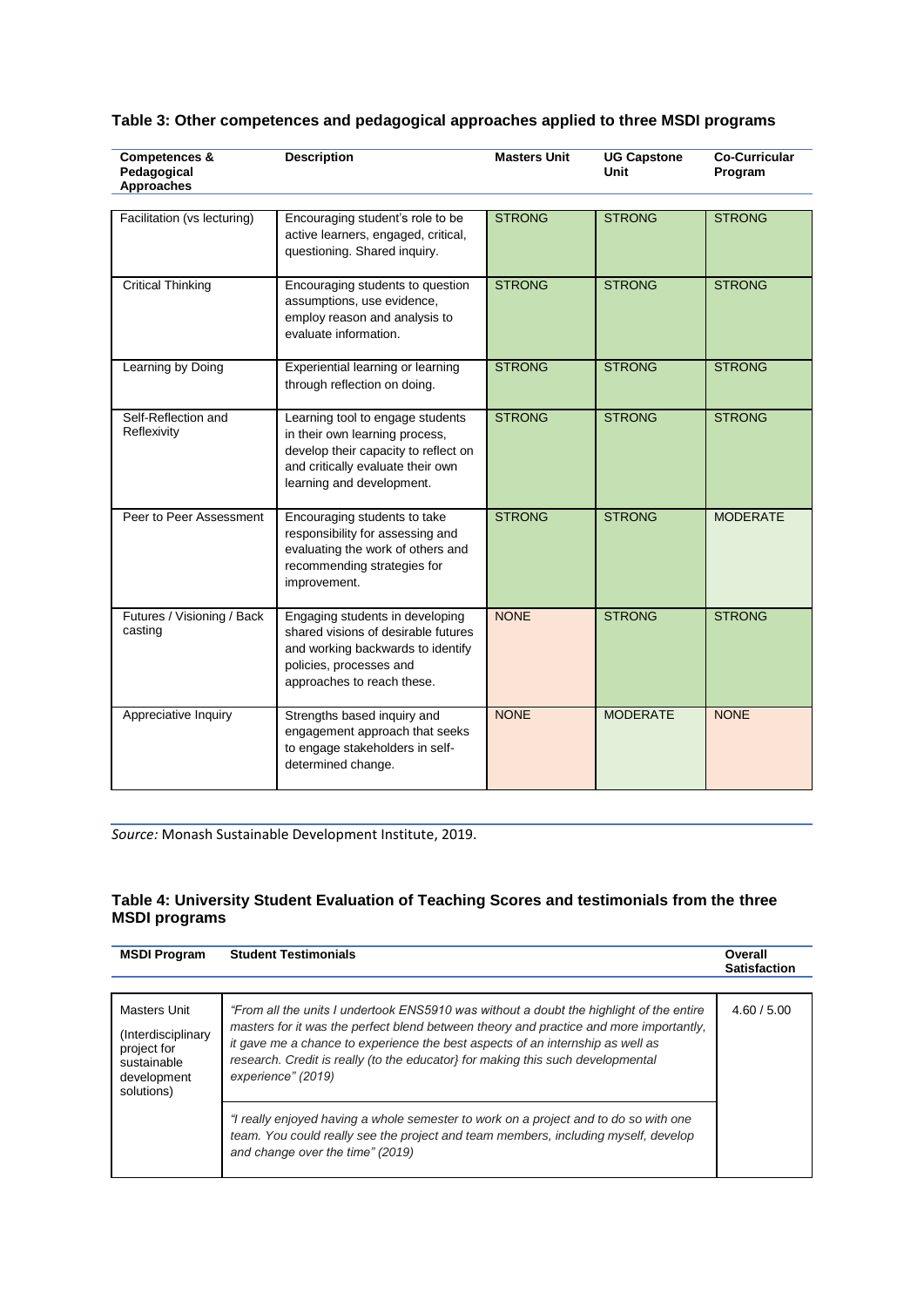**Table 3: Other competences and pedagogical approaches applied to three MSDI programs**

| Competences & Pedagogical Approaches | Description | Masters Unit | UG Capstone Unit | Co-Curricular Program |
|---|---|---|---|---|
| Facilitation (vs lecturing) | Encouraging student's role to be active learners, engaged, critical, questioning. Shared inquiry. | STRONG | STRONG | STRONG |
| Critical Thinking | Encouraging students to question assumptions, use evidence, employ reason and analysis to evaluate information. | STRONG | STRONG | STRONG |
| Learning by Doing | Experiential learning or learning through reflection on doing. | STRONG | STRONG | STRONG |
| Self-Reflection and Reflexivity | Learning tool to engage students in their own learning process, develop their capacity to reflect on and critically evaluate their own learning and development. | STRONG | STRONG | STRONG |
| Peer to Peer Assessment | Encouraging students to take responsibility for assessing and evaluating the work of others and recommending strategies for improvement. | STRONG | STRONG | MODERATE |
| Futures / Visioning / Back casting | Engaging students in developing shared visions of desirable futures and working backwards to identify policies, processes and approaches to reach these. | NONE | STRONG | STRONG |
| Appreciative Inquiry | Strengths based inquiry and engagement approach that seeks to engage stakeholders in self-determined change. | NONE | MODERATE | NONE |

*Source:* Monash Sustainable Development Institute, 2019.

**Table 4: University Student Evaluation of Teaching Scores and testimonials from the three MSDI programs**

| MSDI Program | Student Testimonials | Overall Satisfaction |
|---|---|---|
| Masters Unit (Interdisciplinary project for sustainable development solutions) | *"From all the units I undertook ENS5910 was without a doubt the highlight of the entire masters for it was the perfect blend between theory and practice and more importantly, it gave me a chance to experience the best aspects of an internship as well as research. Credit is really (to the educator} for making this such developmental experience" (2019)* | 4.60 / 5.00 |
| | *"I really enjoyed having a whole semester to work on a project and to do so with one team. You could really see the project and team members, including myself, develop and change over the time" (2019)* | |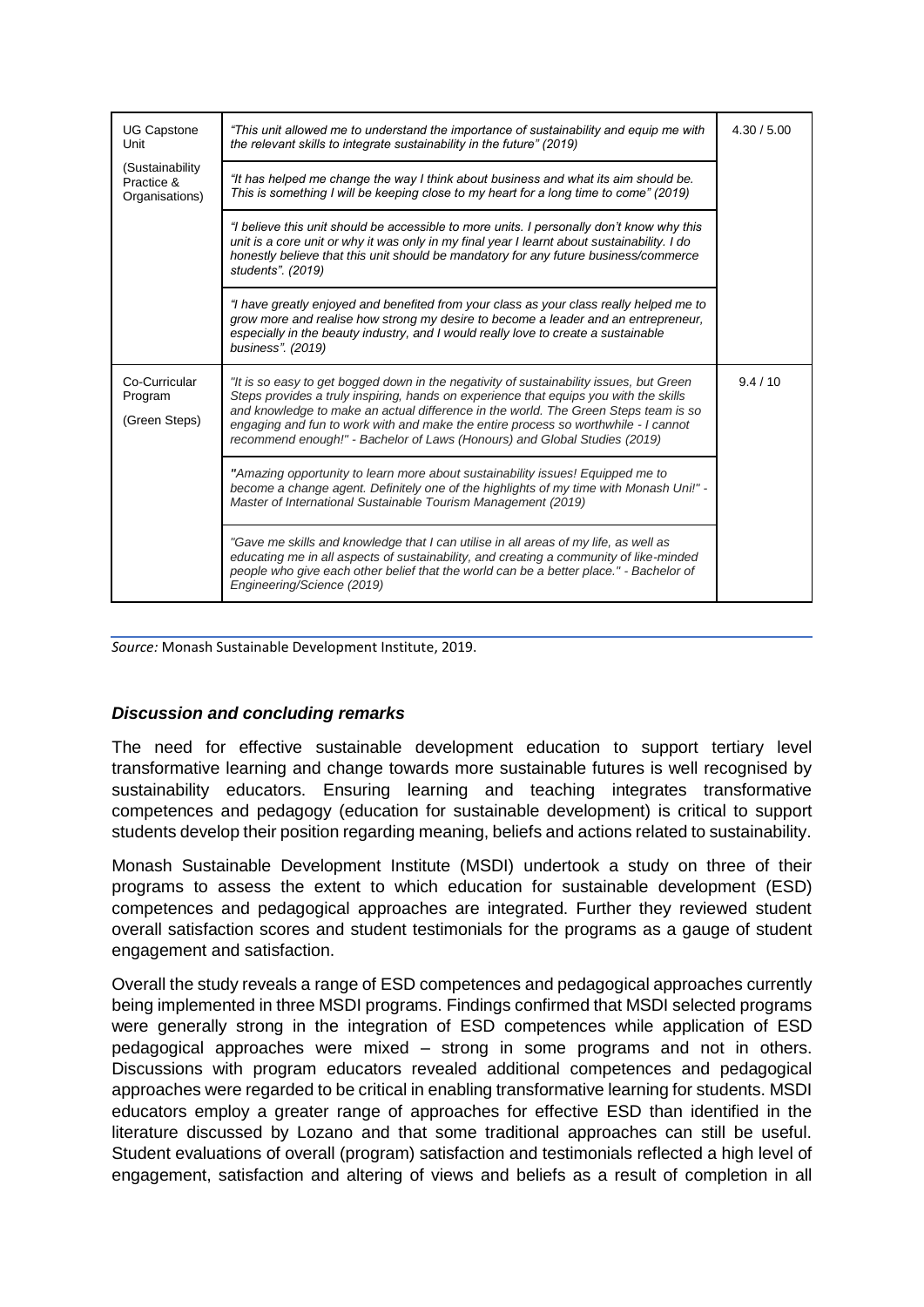| | | |
|---|---|---|
| UG Capstone Unit (Sustainability Practice & Organisations) | *"This unit allowed me to understand the importance of sustainability and equip me with the relevant skills to integrate sustainability in the future" (2019)* | 4.30 / 5.00 |
| | *"It has helped me change the way I think about business and what its aim should be. This is something I will be keeping close to my heart for a long time to come" (2019)* | |
| | *"I believe this unit should be accessible to more units. I personally don't know why this unit is a core unit or why it was only in my final year I learnt about sustainability. I do honestly believe that this unit should be mandatory for any future business/commerce students". (2019)* | |
| | *"I have greatly enjoyed and benefited from your class as your class really helped me to grow more and realise how strong my desire to become a leader and an entrepreneur, especially in the beauty industry, and I would really love to create a sustainable business". (2019)* | |
| Co-Curricular Program (Green Steps) | *"It is so easy to get bogged down in the negativity of sustainability issues, but Green Steps provides a truly inspiring, hands on experience that equips you with the skills and knowledge to make an actual difference in the world. The Green Steps team is so engaging and fun to work with and make the entire process so worthwhile - I cannot recommend enough!" - Bachelor of Laws (Honours) and Global Studies (2019)* | 9.4 / 10 |
| | *"Amazing opportunity to learn more about sustainability issues! Equipped me to become a change agent. Definitely one of the highlights of my time with Monash Uni!" - Master of International Sustainable Tourism Management (2019)* | |
| | *"Gave me skills and knowledge that I can utilise in all areas of my life, as well as educating me in all aspects of sustainability, and creating a community of like-minded people who give each other belief that the world can be a better place." - Bachelor of Engineering/Science (2019)* | |

*Source:* Monash Sustainable Development Institute, 2019.

### ***Discussion and concluding remarks***

The need for effective sustainable development education to support tertiary level transformative learning and change towards more sustainable futures is well recognised by sustainability educators. Ensuring learning and teaching integrates transformative competences and pedagogy (education for sustainable development) is critical to support students develop their position regarding meaning, beliefs and actions related to sustainability.

Monash Sustainable Development Institute (MSDI) undertook a study on three of their programs to assess the extent to which education for sustainable development (ESD) competences and pedagogical approaches are integrated. Further they reviewed student overall satisfaction scores and student testimonials for the programs as a gauge of student engagement and satisfaction.

Overall the study reveals a range of ESD competences and pedagogical approaches currently being implemented in three MSDI programs. Findings confirmed that MSDI selected programs were generally strong in the integration of ESD competences while application of ESD pedagogical approaches were mixed – strong in some programs and not in others. Discussions with program educators revealed additional competences and pedagogical approaches were regarded to be critical in enabling transformative learning for students. MSDI educators employ a greater range of approaches for effective ESD than identified in the literature discussed by Lozano and that some traditional approaches can still be useful. Student evaluations of overall (program) satisfaction and testimonials reflected a high level of engagement, satisfaction and altering of views and beliefs as a result of completion in all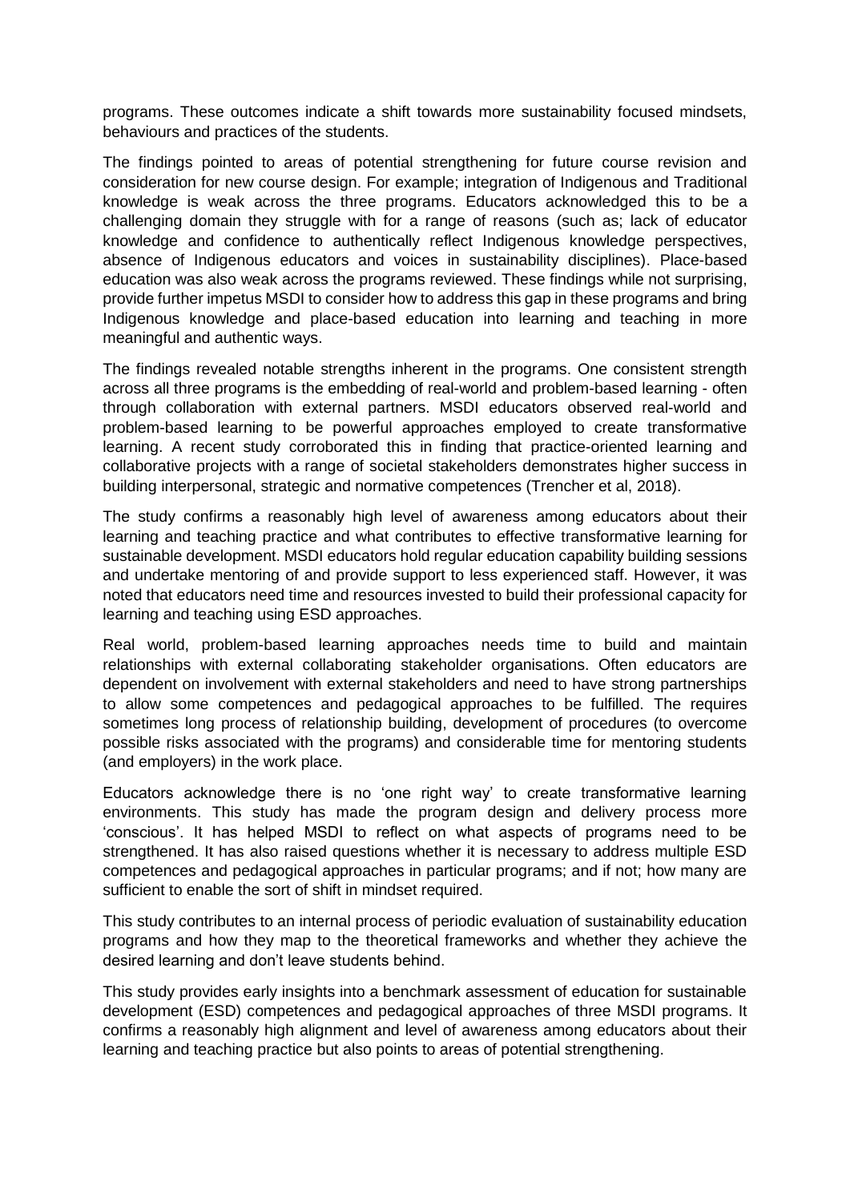programs. These outcomes indicate a shift towards more sustainability focused mindsets, behaviours and practices of the students.

The findings pointed to areas of potential strengthening for future course revision and consideration for new course design. For example; integration of Indigenous and Traditional knowledge is weak across the three programs. Educators acknowledged this to be a challenging domain they struggle with for a range of reasons (such as; lack of educator knowledge and confidence to authentically reflect Indigenous knowledge perspectives, absence of Indigenous educators and voices in sustainability disciplines). Place-based education was also weak across the programs reviewed. These findings while not surprising, provide further impetus MSDI to consider how to address this gap in these programs and bring Indigenous knowledge and place-based education into learning and teaching in more meaningful and authentic ways.

The findings revealed notable strengths inherent in the programs. One consistent strength across all three programs is the embedding of real-world and problem-based learning - often through collaboration with external partners. MSDI educators observed real-world and problem-based learning to be powerful approaches employed to create transformative learning. A recent study corroborated this in finding that practice-oriented learning and collaborative projects with a range of societal stakeholders demonstrates higher success in building interpersonal, strategic and normative competences (Trencher et al, 2018).

The study confirms a reasonably high level of awareness among educators about their learning and teaching practice and what contributes to effective transformative learning for sustainable development. MSDI educators hold regular education capability building sessions and undertake mentoring of and provide support to less experienced staff. However, it was noted that educators need time and resources invested to build their professional capacity for learning and teaching using ESD approaches.

Real world, problem-based learning approaches needs time to build and maintain relationships with external collaborating stakeholder organisations. Often educators are dependent on involvement with external stakeholders and need to have strong partnerships to allow some competences and pedagogical approaches to be fulfilled. The requires sometimes long process of relationship building, development of procedures (to overcome possible risks associated with the programs) and considerable time for mentoring students (and employers) in the work place.

Educators acknowledge there is no 'one right way' to create transformative learning environments. This study has made the program design and delivery process more 'conscious'. It has helped MSDI to reflect on what aspects of programs need to be strengthened. It has also raised questions whether it is necessary to address multiple ESD competences and pedagogical approaches in particular programs; and if not; how many are sufficient to enable the sort of shift in mindset required.

This study contributes to an internal process of periodic evaluation of sustainability education programs and how they map to the theoretical frameworks and whether they achieve the desired learning and don't leave students behind.

This study provides early insights into a benchmark assessment of education for sustainable development (ESD) competences and pedagogical approaches of three MSDI programs. It confirms a reasonably high alignment and level of awareness among educators about their learning and teaching practice but also points to areas of potential strengthening.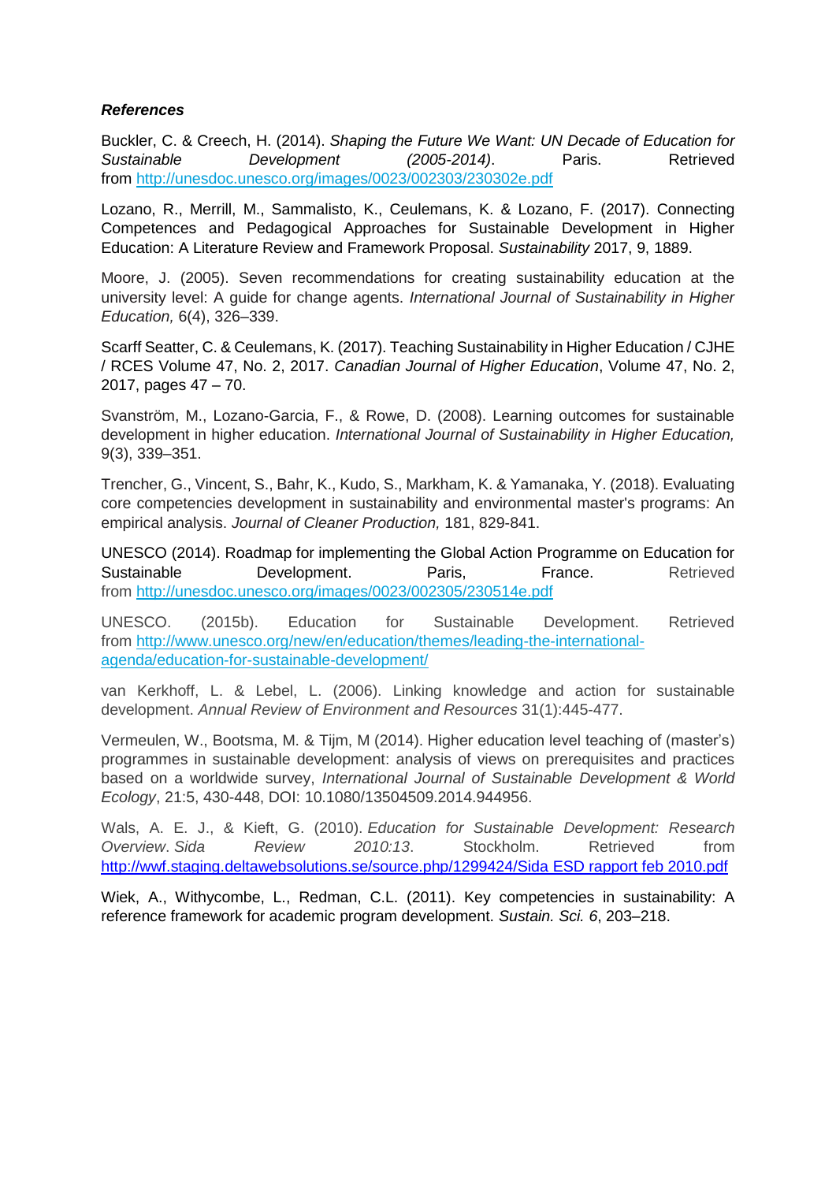***References***

Buckler, C. & Creech, H. (2014). *Shaping the Future We Want: UN Decade of Education for Sustainable Development (2005-2014)*. Paris. Retrieved from http://unesdoc.unesco.org/images/0023/002303/230302e.pdf

Lozano, R., Merrill, M., Sammalisto, K., Ceulemans, K. & Lozano, F. (2017). Connecting Competences and Pedagogical Approaches for Sustainable Development in Higher Education: A Literature Review and Framework Proposal. *Sustainability* 2017, 9, 1889.

Moore, J. (2005). Seven recommendations for creating sustainability education at the university level: A guide for change agents. *International Journal of Sustainability in Higher Education,* 6(4), 326–339.

Scarff Seatter, C. & Ceulemans, K. (2017). Teaching Sustainability in Higher Education / CJHE / RCES Volume 47, No. 2, 2017. *Canadian Journal of Higher Education*, Volume 47, No. 2, 2017, pages 47 – 70.

Svanström, M., Lozano-Garcia, F., & Rowe, D. (2008). Learning outcomes for sustainable development in higher education. *International Journal of Sustainability in Higher Education,* 9(3), 339–351.

Trencher, G., Vincent, S., Bahr, K., Kudo, S., Markham, K. & Yamanaka, Y. (2018). Evaluating core competencies development in sustainability and environmental master's programs: An empirical analysis. *Journal of Cleaner Production,* 181, 829-841.

UNESCO (2014). Roadmap for implementing the Global Action Programme on Education for Sustainable Development. Paris, France. Retrieved from http://unesdoc.unesco.org/images/0023/002305/230514e.pdf

UNESCO. (2015b). Education for Sustainable Development. Retrieved from http://www.unesco.org/new/en/education/themes/leading-the-international-agenda/education-for-sustainable-development/

van Kerkhoff, L. & Lebel, L. (2006). Linking knowledge and action for sustainable development. *Annual Review of Environment and Resources* 31(1):445-477.

Vermeulen, W., Bootsma, M. & Tijm, M (2014). Higher education level teaching of (master's) programmes in sustainable development: analysis of views on prerequisites and practices based on a worldwide survey, *International Journal of Sustainable Development & World Ecology*, 21:5, 430-448, DOI: 10.1080/13504509.2014.944956.

Wals, A. E. J., & Kieft, G. (2010). *Education for Sustainable Development: Research Overview*. *Sida Review 2010:13*. Stockholm. Retrieved from http://wwf.staging.deltawebsolutions.se/source.php/1299424/Sida ESD rapport feb 2010.pdf

Wiek, A., Withycombe, L., Redman, C.L. (2011). Key competencies in sustainability: A reference framework for academic program development. *Sustain. Sci. 6*, 203–218.